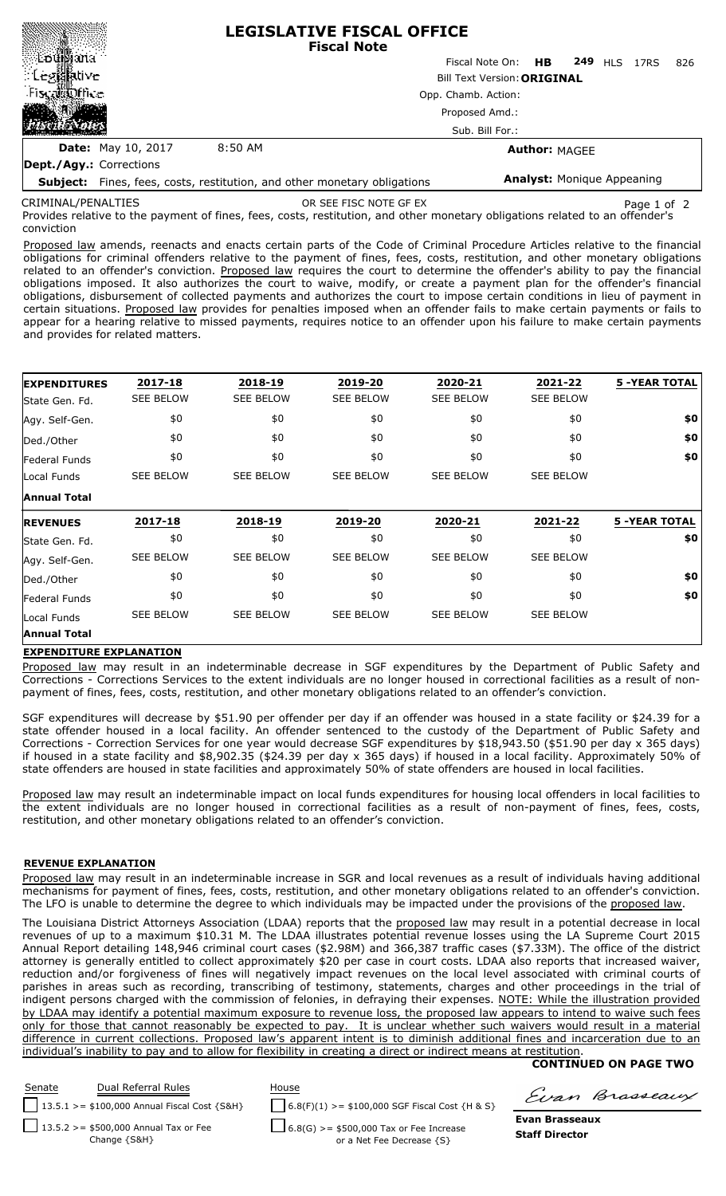# LEGISLATIVE FISCAL OFFICE
**Fiscal Note**

Fiscal Note On: **HB 249** HLS 17RS 826

Bill Text Version: **ORIGINAL**

Opp. Chamb. Action:

Proposed Amd.:

Sub. Bill For.:

**Date:** May 10, 2017 8:50 AM

**Author:** MAGEE

**Dept./Agy.:** Corrections

**Subject:** Fines, fees, costs, restitution, and other monetary obligations

**Analyst:** Monique Appeaning

CRIMINAL/PENALTIES OR SEE FISC NOTE GF EX

Provides relative to the payment of fines, fees, costs, restitution, and other monetary obligations related to an offender's conviction

Proposed law amends, reenacts and enacts certain parts of the Code of Criminal Procedure Articles relative to the financial obligations for criminal offenders relative to the payment of fines, fees, costs, restitution, and other monetary obligations related to an offender's conviction. Proposed law requires the court to determine the offender's ability to pay the financial obligations imposed. It also authorizes the court to waive, modify, or create a payment plan for the offender's financial obligations, disbursement of collected payments and authorizes the court to impose certain conditions in lieu of payment in certain situations. Proposed law provides for penalties imposed when an offender fails to make certain payments or fails to appear for a hearing relative to missed payments, requires notice to an offender upon his failure to make certain payments and provides for related matters.

| EXPENDITURES | 2017-18 | 2018-19 | 2019-20 | 2020-21 | 2021-22 | 5 -YEAR TOTAL |
|---|---|---|---|---|---|---|
| State Gen. Fd. | SEE BELOW | SEE BELOW | SEE BELOW | SEE BELOW | SEE BELOW | |
| Agy. Self-Gen. | $0 | $0 | $0 | $0 | $0 | **$0** |
| Ded./Other | $0 | $0 | $0 | $0 | $0 | **$0** |
| Federal Funds | $0 | $0 | $0 | $0 | $0 | **$0** |
| Local Funds | SEE BELOW | SEE BELOW | SEE BELOW | SEE BELOW | SEE BELOW | |
| **Annual Total** | | | | | | |

| REVENUES | 2017-18 | 2018-19 | 2019-20 | 2020-21 | 2021-22 | 5 -YEAR TOTAL |
|---|---|---|---|---|---|---|
| State Gen. Fd. | $0 | $0 | $0 | $0 | $0 | **$0** |
| Agy. Self-Gen. | SEE BELOW | SEE BELOW | SEE BELOW | SEE BELOW | SEE BELOW | |
| Ded./Other | $0 | $0 | $0 | $0 | $0 | **$0** |
| Federal Funds | $0 | $0 | $0 | $0 | $0 | **$0** |
| Local Funds | SEE BELOW | SEE BELOW | SEE BELOW | SEE BELOW | SEE BELOW | |
| **Annual Total** | | | | | | |

**EXPENDITURE EXPLANATION**

Proposed law may result in an indeterminable decrease in SGF expenditures by the Department of Public Safety and Corrections - Corrections Services to the extent individuals are no longer housed in correctional facilities as a result of non-payment of fines, fees, costs, restitution, and other monetary obligations related to an offender's conviction.

SGF expenditures will decrease by $51.90 per offender per day if an offender was housed in a state facility or $24.39 for a state offender housed in a local facility. An offender sentenced to the custody of the Department of Public Safety and Corrections - Correction Services for one year would decrease SGF expenditures by $18,943.50 ($51.90 per day x 365 days) if housed in a state facility and $8,902.35 ($24.39 per day x 365 days) if housed in a local facility. Approximately 50% of state offenders are housed in state facilities and approximately 50% of state offenders are housed in local facilities.

Proposed law may result an indeterminable impact on local funds expenditures for housing local offenders in local facilities to the extent individuals are no longer housed in correctional facilities as a result of non-payment of fines, fees, costs, restitution, and other monetary obligations related to an offender's conviction.

**REVENUE EXPLANATION**

Proposed law may result in an indeterminable increase in SGR and local revenues as a result of individuals having additional mechanisms for payment of fines, fees, costs, restitution, and other monetary obligations related to an offender's conviction. The LFO is unable to determine the degree to which individuals may be impacted under the provisions of the proposed law.

The Louisiana District Attorneys Association (LDAA) reports that the proposed law may result in a potential decrease in local revenues of up to a maximum $10.31 M. The LDAA illustrates potential revenue losses using the LA Supreme Court 2015 Annual Report detailing 148,946 criminal court cases ($2.98M) and 366,387 traffic cases ($7.33M). The office of the district attorney is generally entitled to collect approximately $20 per case in court costs. LDAA also reports that increased waiver, reduction and/or forgiveness of fines will negatively impact revenues on the local level associated with criminal courts of parishes in areas such as recording, transcribing of testimony, statements, charges and other proceedings in the trial of indigent persons charged with the commission of felonies, in defraying their expenses. NOTE: While the illustration provided by LDAA may identify a potential maximum exposure to revenue loss, the proposed law appears to intend to waive such fees only for those that cannot reasonably be expected to pay. It is unclear whether such waivers would result in a material difference in current collections. Proposed law's apparent intent is to diminish additional fines and incarceration due to an individual's inability to pay and to allow for flexibility in creating a direct or indirect means at restitution.

**CONTINUED ON PAGE TWO**

| Senate | Dual Referral Rules | House |
|---|---|---|
| ☐ | 13.5.1 >= $100,000 Annual Fiscal Cost {S&H} | ☐ 6.8(F)(1) >= $100,000 SGF Fiscal Cost {H & S} |
| ☐ | 13.5.2 >= $500,000 Annual Tax or Fee Change {S&H} | ☐ 6.8(G) >= $500,000 Tax or Fee Increase or a Net Fee Decrease {S} |

**Evan Brasseaux**
**Staff Director**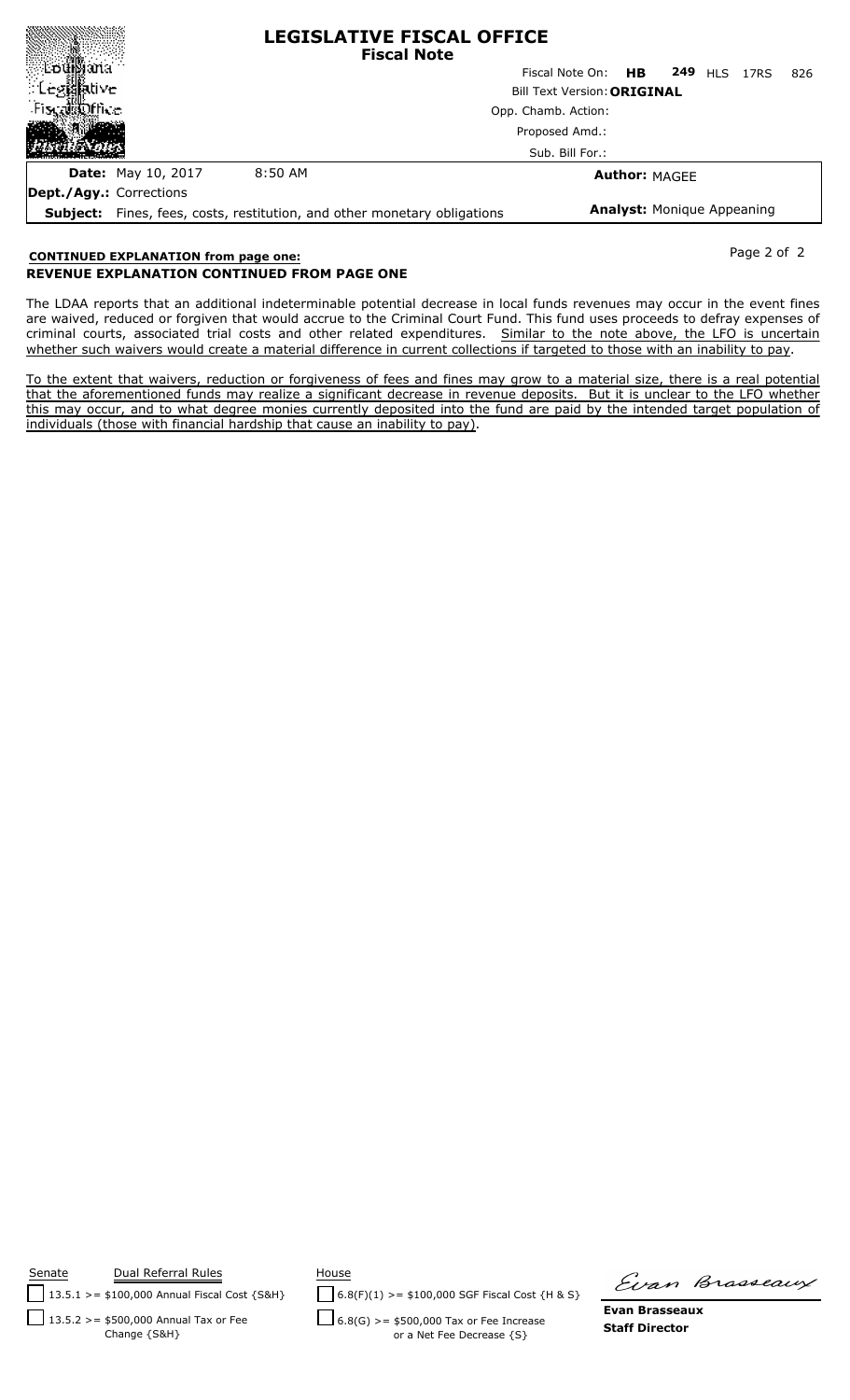# LEGISLATIVE FISCAL OFFICE
## Fiscal Note

Fiscal Note On: **HB 249** HLS 17RS 826

Bill Text Version: **ORIGINAL**

Opp. Chamb. Action:

Proposed Amd.:

Sub. Bill For.:

**Date:** May 10, 2017 8:50 AM

**Author:** MAGEE

**Dept./Agy.:** Corrections

**Subject:** Fines, fees, costs, restitution, and other monetary obligations

**Analyst:** Monique Appeaning

**CONTINUED EXPLANATION from page one:**

**REVENUE EXPLANATION CONTINUED FROM PAGE ONE**

The LDAA reports that an additional indeterminable potential decrease in local funds revenues may occur in the event fines are waived, reduced or forgiven that would accrue to the Criminal Court Fund. This fund uses proceeds to defray expenses of criminal courts, associated trial costs and other related expenditures. Similar to the note above, the LFO is uncertain whether such waivers would create a material difference in current collections if targeted to those with an inability to pay.

To the extent that waivers, reduction or forgiveness of fees and fines may grow to a material size, there is a real potential that the aforementioned funds may realize a significant decrease in revenue deposits. But it is unclear to the LFO whether this may occur, and to what degree monies currently deposited into the fund are paid by the intended target population of individuals (those with financial hardship that cause an inability to pay).

Senate — Dual Referral Rules

- [ ] 13.5.1 >= $100,000 Annual Fiscal Cost {S&H}
- [ ] 13.5.2 >= $500,000 Annual Tax or Fee Change {S&H}

House

- [ ] 6.8(F)(1) >= $100,000 SGF Fiscal Cost {H & S}
- [ ] 6.8(G) >= $500,000 Tax or Fee Increase or a Net Fee Decrease {S}

**Evan Brasseaux**
**Staff Director**